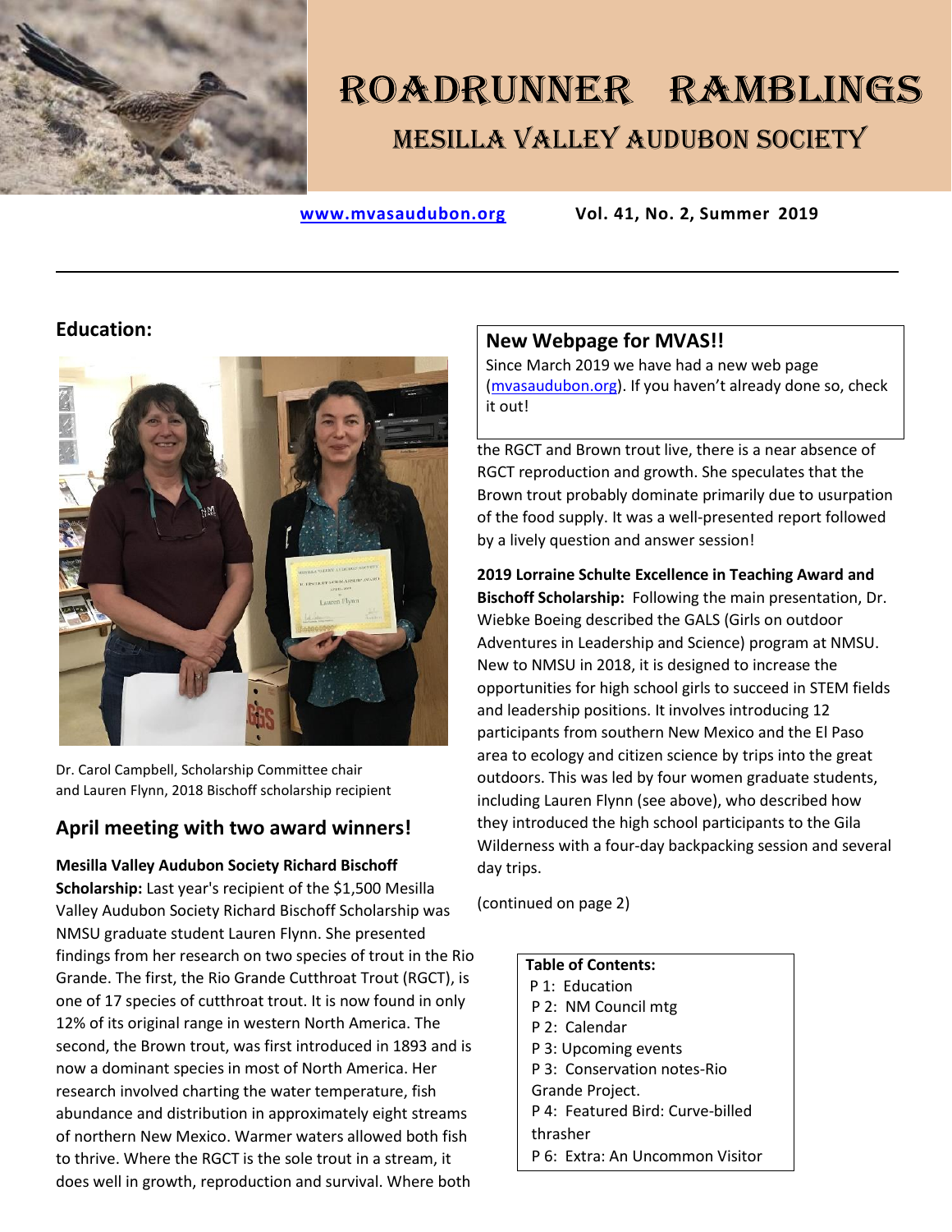# ROADRUNNER RAMBLINGS

## MESILLA VALLEY AUDUBON SOCIETY

[www.mvasaudubon.org](http://www.mvasaudubon.org) **Vol. 41, No. 2, Summer 2019**

---

## Education:

Dr. Carol Campbell, Scholarship Committee chair and Lauren Flynn, 2018 Bischoff scholarship recipient

## April meeting with two award winners!

**Mesilla Valley Audubon Society Richard Bischoff Scholarship:** Last year's recipient of the $1,500 Mesilla Valley Audubon Society Richard Bischoff Scholarship was NMSU graduate student Lauren Flynn. She presented findings from her research on two species of trout in the Rio Grande. The first, the Rio Grande Cutthroat Trout (RGCT), is one of 17 species of cutthroat trout. It is now found in only 12% of its original range in western North America. The second, the Brown trout, was first introduced in 1893 and is now a dominant species in most of North America. Her research involved charting the water temperature, fish abundance and distribution in approximately eight streams of northern New Mexico. Warmer waters allowed both fish to thrive. Where the RGCT is the sole trout in a stream, it does well in growth, reproduction and survival. Where both the RGCT and Brown trout live, there is a near absence of RGCT reproduction and growth. She speculates that the Brown trout probably dominate primarily due to usurpation of the food supply. It was a well-presented report followed by a lively question and answer session!

**2019 Lorraine Schulte Excellence in Teaching Award and Bischoff Scholarship:** Following the main presentation, Dr. Wiebke Boeing described the GALS (Girls on outdoor Adventures in Leadership and Science) program at NMSU. New to NMSU in 2018, it is designed to increase the opportunities for high school girls to succeed in STEM fields and leadership positions. It involves introducing 12 participants from southern New Mexico and the El Paso area to ecology and citizen science by trips into the great outdoors. This was led by four women graduate students, including Lauren Flynn (see above), who described how they introduced the high school participants to the Gila Wilderness with a four-day backpacking session and several day trips.

(continued on page 2)

### New Webpage for MVAS!!

Since March 2019 we have had a new web page ([mvasaudubon.org](http://mvasaudubon.org)). If you haven't already done so, check it out!

**Table of Contents:**

- P 1: Education
- P 2: NM Council mtg
- P 2: Calendar
- P 3: Upcoming events
- P 3: Conservation notes-Rio Grande Project.
- P 4: Featured Bird: Curve-billed thrasher
- P 6: Extra: An Uncommon Visitor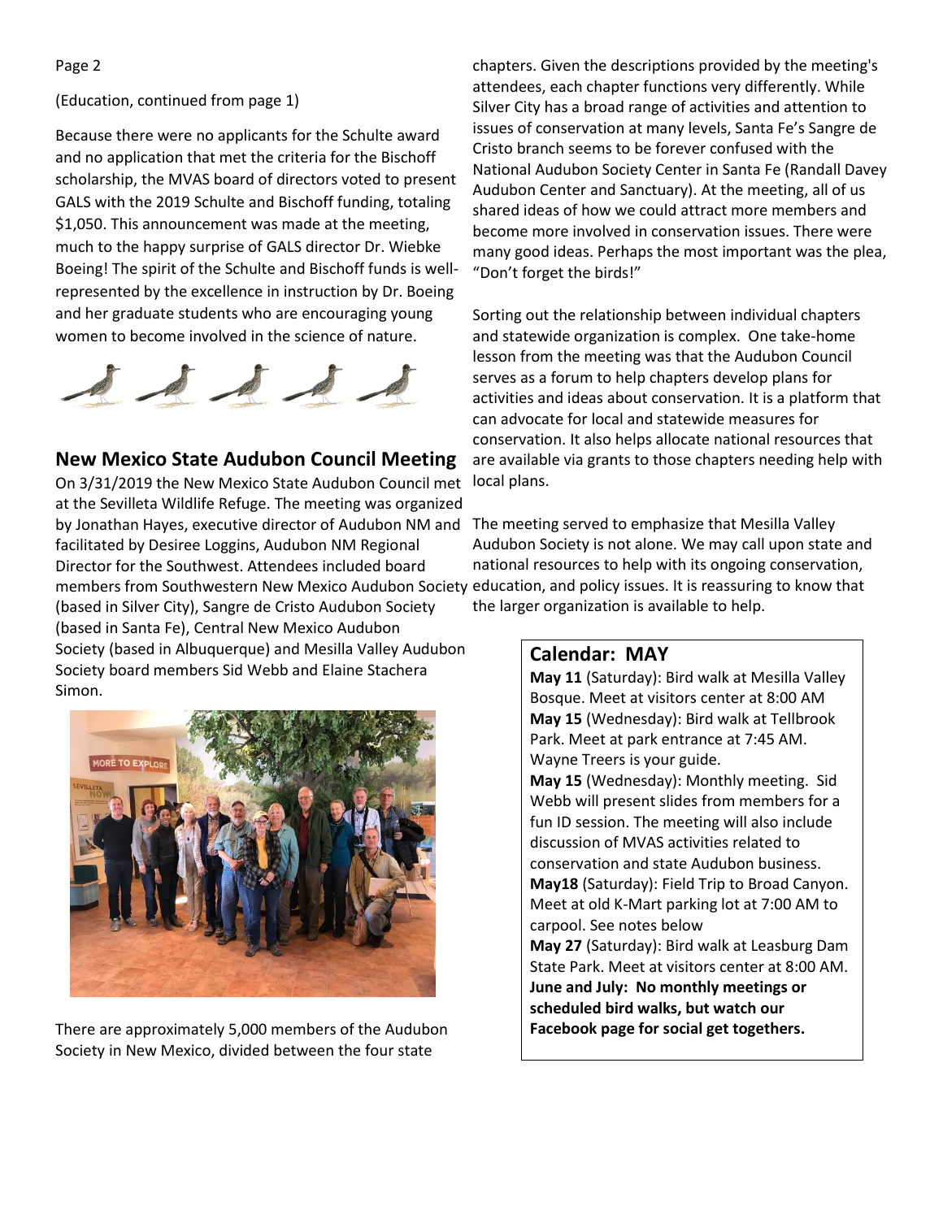(Education, continued from page 1)

Because there were no applicants for the Schulte award and no application that met the criteria for the Bischoff scholarship, the MVAS board of directors voted to present GALS with the 2019 Schulte and Bischoff funding, totaling $1,050. This announcement was made at the meeting, much to the happy surprise of GALS director Dr. Wiebke Boeing! The spirit of the Schulte and Bischoff funds is well-represented by the excellence in instruction by Dr. Boeing and her graduate students who are encouraging young women to become involved in the science of nature.

## New Mexico State Audubon Council Meeting

On 3/31/2019 the New Mexico State Audubon Council met at the Sevilleta Wildlife Refuge. The meeting was organized by Jonathan Hayes, executive director of Audubon NM and facilitated by Desiree Loggins, Audubon NM Regional Director for the Southwest. Attendees included board members from Southwestern New Mexico Audubon Society (based in Silver City), Sangre de Cristo Audubon Society (based in Santa Fe), Central New Mexico Audubon Society (based in Albuquerque) and Mesilla Valley Audubon Society board members Sid Webb and Elaine Stachera Simon.

There are approximately 5,000 members of the Audubon Society in New Mexico, divided between the four state chapters. Given the descriptions provided by the meeting's attendees, each chapter functions very differently. While Silver City has a broad range of activities and attention to issues of conservation at many levels, Santa Fe's Sangre de Cristo branch seems to be forever confused with the National Audubon Society Center in Santa Fe (Randall Davey Audubon Center and Sanctuary). At the meeting, all of us shared ideas of how we could attract more members and become more involved in conservation issues. There were many good ideas. Perhaps the most important was the plea, "Don't forget the birds!"

Sorting out the relationship between individual chapters and statewide organization is complex. One take-home lesson from the meeting was that the Audubon Council serves as a forum to help chapters develop plans for activities and ideas about conservation. It is a platform that can advocate for local and statewide measures for conservation. It also helps allocate national resources that are available via grants to those chapters needing help with local plans.

The meeting served to emphasize that Mesilla Valley Audubon Society is not alone. We may call upon state and national resources to help with its ongoing conservation, education, and policy issues. It is reassuring to know that the larger organization is available to help.

## Calendar: MAY

**May 11** (Saturday): Bird walk at Mesilla Valley Bosque. Meet at visitors center at 8:00 AM

**May 15** (Wednesday): Bird walk at Tellbrook Park. Meet at park entrance at 7:45 AM. Wayne Treers is your guide.

**May 15** (Wednesday): Monthly meeting. Sid Webb will present slides from members for a fun ID session. The meeting will also include discussion of MVAS activities related to conservation and state Audubon business.

**May18** (Saturday): Field Trip to Broad Canyon. Meet at old K-Mart parking lot at 7:00 AM to carpool. See notes below

**May 27** (Saturday): Bird walk at Leasburg Dam State Park. Meet at visitors center at 8:00 AM.

**June and July: No monthly meetings or scheduled bird walks, but watch our Facebook page for social get togethers.**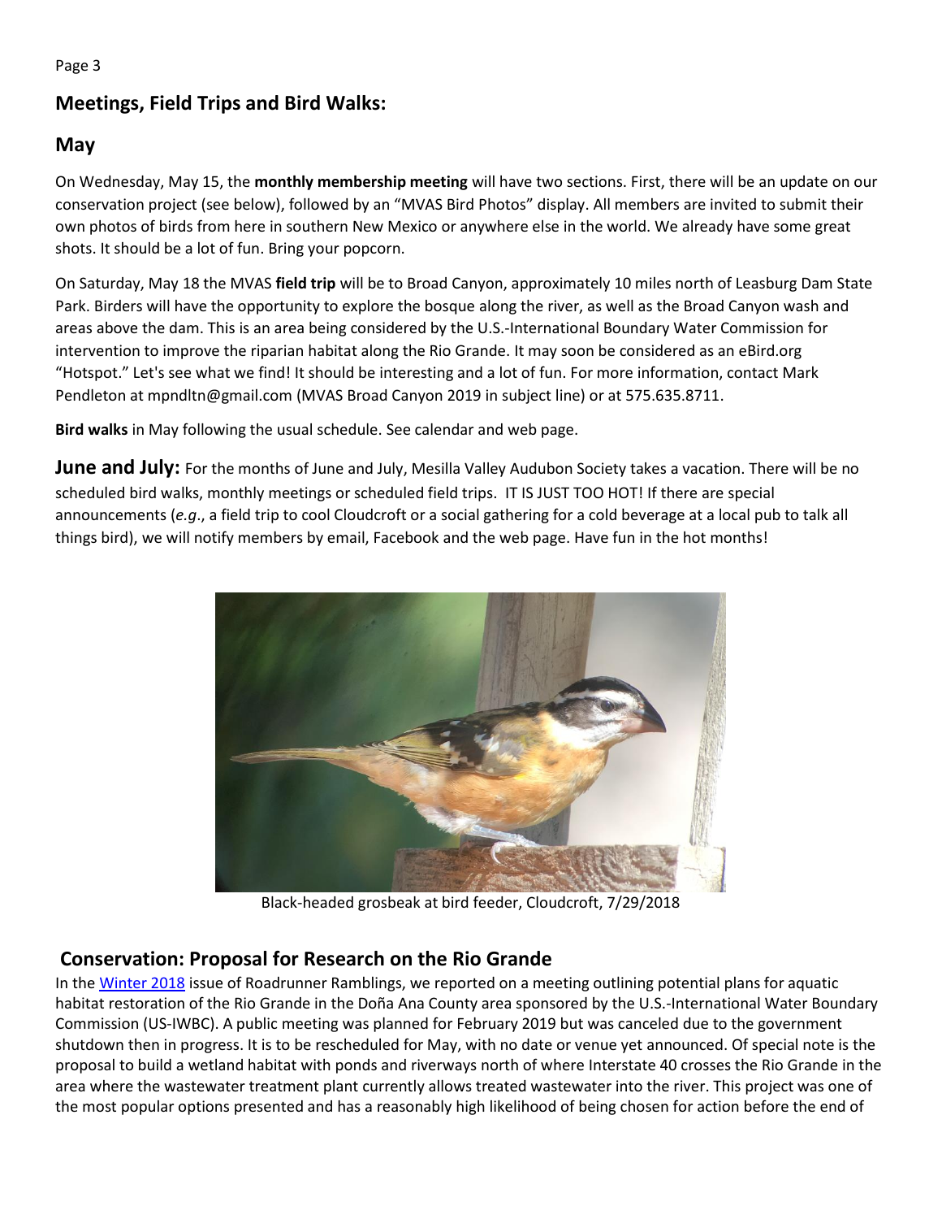## Meetings, Field Trips and Bird Walks:

## May

On Wednesday, May 15, the **monthly membership meeting** will have two sections. First, there will be an update on our conservation project (see below), followed by an "MVAS Bird Photos" display. All members are invited to submit their own photos of birds from here in southern New Mexico or anywhere else in the world. We already have some great shots. It should be a lot of fun. Bring your popcorn.

On Saturday, May 18 the MVAS **field trip** will be to Broad Canyon, approximately 10 miles north of Leasburg Dam State Park. Birders will have the opportunity to explore the bosque along the river, as well as the Broad Canyon wash and areas above the dam. This is an area being considered by the U.S.-International Boundary Water Commission for intervention to improve the riparian habitat along the Rio Grande. It may soon be considered as an eBird.org "Hotspot." Let's see what we find! It should be interesting and a lot of fun. For more information, contact Mark Pendleton at mpndltn@gmail.com (MVAS Broad Canyon 2019 in subject line) or at 575.635.8711.

**Bird walks** in May following the usual schedule. See calendar and web page.

**June and July:** For the months of June and July, Mesilla Valley Audubon Society takes a vacation. There will be no scheduled bird walks, monthly meetings or scheduled field trips. IT IS JUST TOO HOT! If there are special announcements (*e.g*., a field trip to cool Cloudcroft or a social gathering for a cold beverage at a local pub to talk all things bird), we will notify members by email, Facebook and the web page. Have fun in the hot months!

Black-headed grosbeak at bird feeder, Cloudcroft, 7/29/2018

## Conservation: Proposal for Research on the Rio Grande

In the [Winter 2018] issue of Roadrunner Ramblings, we reported on a meeting outlining potential plans for aquatic habitat restoration of the Rio Grande in the Doña Ana County area sponsored by the U.S.-International Water Boundary Commission (US-IWBC). A public meeting was planned for February 2019 but was canceled due to the government shutdown then in progress. It is to be rescheduled for May, with no date or venue yet announced. Of special note is the proposal to build a wetland habitat with ponds and riverways north of where Interstate 40 crosses the Rio Grande in the area where the wastewater treatment plant currently allows treated wastewater into the river. This project was one of the most popular options presented and has a reasonably high likelihood of being chosen for action before the end of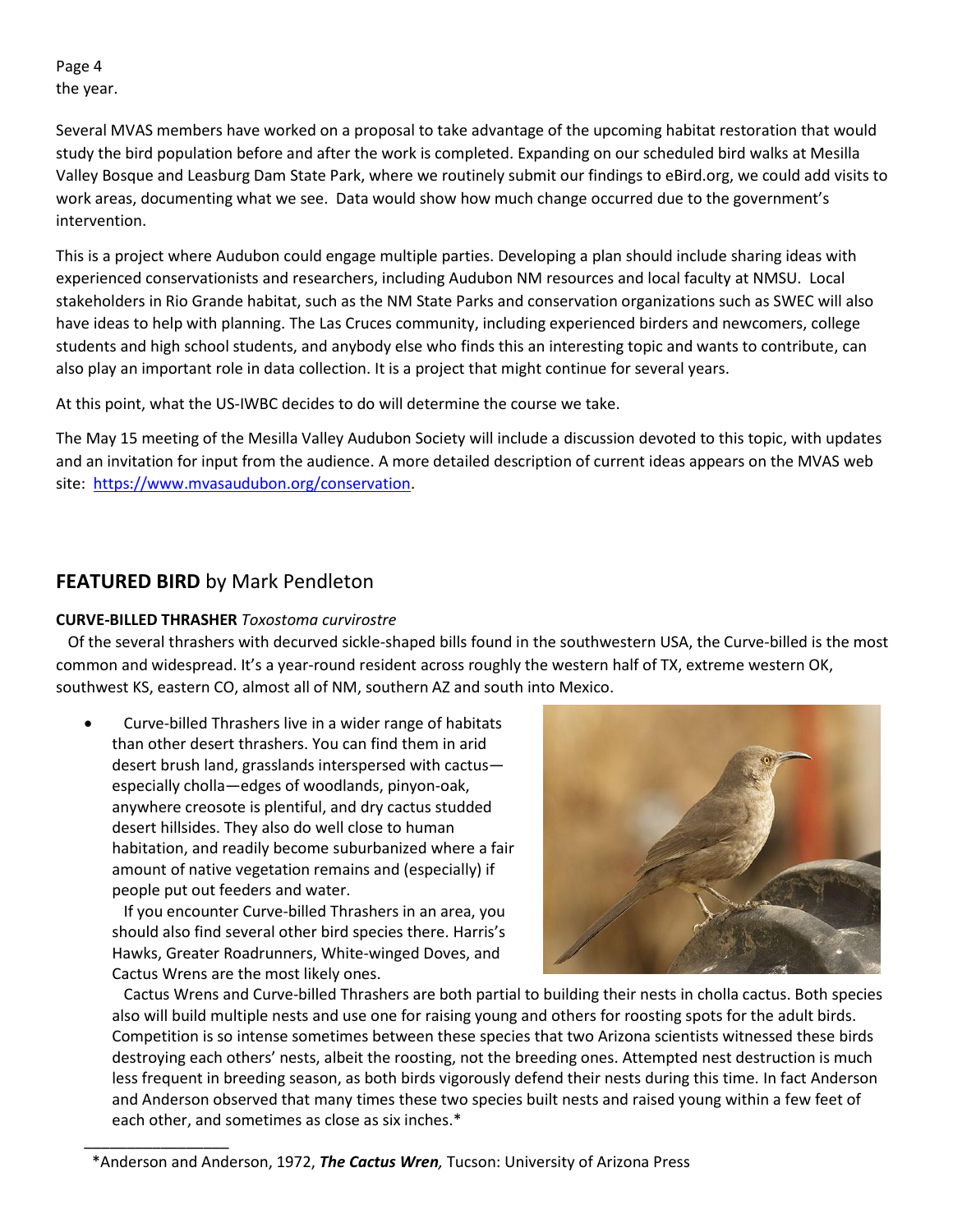the year.

Several MVAS members have worked on a proposal to take advantage of the upcoming habitat restoration that would study the bird population before and after the work is completed. Expanding on our scheduled bird walks at Mesilla Valley Bosque and Leasburg Dam State Park, where we routinely submit our findings to eBird.org, we could add visits to work areas, documenting what we see. Data would show how much change occurred due to the government's intervention.

This is a project where Audubon could engage multiple parties. Developing a plan should include sharing ideas with experienced conservationists and researchers, including Audubon NM resources and local faculty at NMSU. Local stakeholders in Rio Grande habitat, such as the NM State Parks and conservation organizations such as SWEC will also have ideas to help with planning. The Las Cruces community, including experienced birders and newcomers, college students and high school students, and anybody else who finds this an interesting topic and wants to contribute, can also play an important role in data collection. It is a project that might continue for several years.

At this point, what the US-IWBC decides to do will determine the course we take.

The May 15 meeting of the Mesilla Valley Audubon Society will include a discussion devoted to this topic, with updates and an invitation for input from the audience. A more detailed description of current ideas appears on the MVAS web site: [https://www.mvasaudubon.org/conservation](https://www.mvasaudubon.org/conservation).

## **FEATURED BIRD** by Mark Pendleton

**CURVE-BILLED THRASHER** *Toxostoma curvirostre*

Of the several thrashers with decurved sickle-shaped bills found in the southwestern USA, the Curve-billed is the most common and widespread. It's a year-round resident across roughly the western half of TX, extreme western OK, southwest KS, eastern CO, almost all of NM, southern AZ and south into Mexico.

- Curve-billed Thrashers live in a wider range of habitats than other desert thrashers. You can find them in arid desert brush land, grasslands interspersed with cactus—especially cholla—edges of woodlands, pinyon-oak, anywhere creosote is plentiful, and dry cactus studded desert hillsides. They also do well close to human habitation, and readily become suburbanized where a fair amount of native vegetation remains and (especially) if people put out feeders and water.

  If you encounter Curve-billed Thrashers in an area, you should also find several other bird species there. Harris's Hawks, Greater Roadrunners, White-winged Doves, and Cactus Wrens are the most likely ones.

  Cactus Wrens and Curve-billed Thrashers are both partial to building their nests in cholla cactus. Both species also will build multiple nests and use one for raising young and others for roosting spots for the adult birds. Competition is so intense sometimes between these species that two Arizona scientists witnessed these birds destroying each others' nests, albeit the roosting, not the breeding ones. Attempted nest destruction is much less frequent in breeding season, as both birds vigorously defend their nests during this time. In fact Anderson and Anderson observed that many times these two species built nests and raised young within a few feet of each other, and sometimes as close as six inches.*

---

*Anderson and Anderson, 1972, ***The Cactus Wren,*** Tucson: University of Arizona Press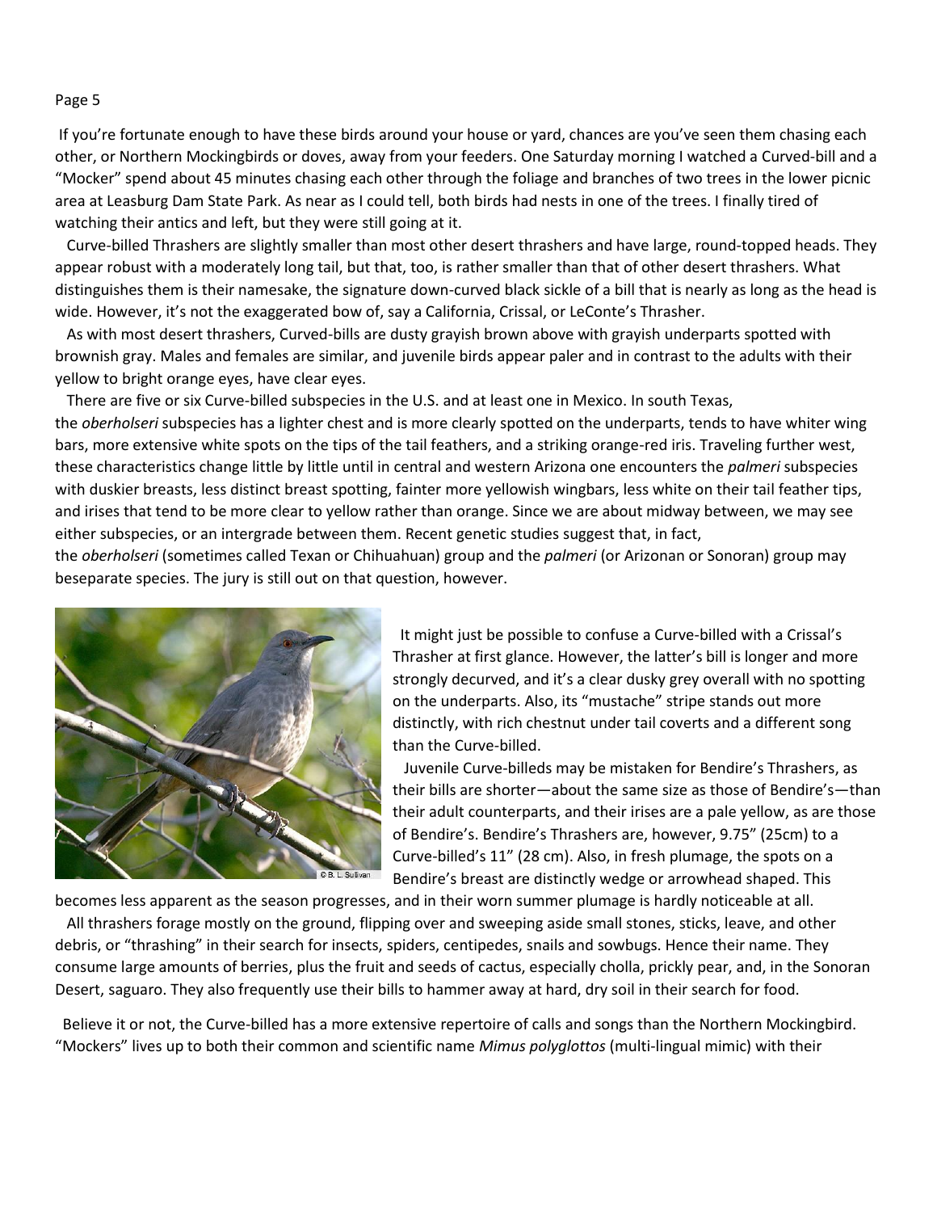If you're fortunate enough to have these birds around your house or yard, chances are you've seen them chasing each other, or Northern Mockingbirds or doves, away from your feeders. One Saturday morning I watched a Curved-bill and a "Mocker" spend about 45 minutes chasing each other through the foliage and branches of two trees in the lower picnic area at Leasburg Dam State Park. As near as I could tell, both birds had nests in one of the trees. I finally tired of watching their antics and left, but they were still going at it.

Curve-billed Thrashers are slightly smaller than most other desert thrashers and have large, round-topped heads. They appear robust with a moderately long tail, but that, too, is rather smaller than that of other desert thrashers. What distinguishes them is their namesake, the signature down-curved black sickle of a bill that is nearly as long as the head is wide. However, it's not the exaggerated bow of, say a California, Crissal, or LeConte's Thrasher.

As with most desert thrashers, Curved-bills are dusty grayish brown above with grayish underparts spotted with brownish gray. Males and females are similar, and juvenile birds appear paler and in contrast to the adults with their yellow to bright orange eyes, have clear eyes.

There are five or six Curve-billed subspecies in the U.S. and at least one in Mexico. In south Texas, the *oberholseri* subspecies has a lighter chest and is more clearly spotted on the underparts, tends to have whiter wing bars, more extensive white spots on the tips of the tail feathers, and a striking orange-red iris. Traveling further west, these characteristics change little by little until in central and western Arizona one encounters the *palmeri* subspecies with duskier breasts, less distinct breast spotting, fainter more yellowish wingbars, less white on their tail feather tips, and irises that tend to be more clear to yellow rather than orange. Since we are about midway between, we may see either subspecies, or an intergrade between them. Recent genetic studies suggest that, in fact, the *oberholseri* (sometimes called Texan or Chihuahuan) group and the *palmeri* (or Arizonan or Sonoran) group may beseparate species. The jury is still out on that question, however.

© B. L. Sullivan

It might just be possible to confuse a Curve-billed with a Crissal's Thrasher at first glance. However, the latter's bill is longer and more strongly decurved, and it's a clear dusky grey overall with no spotting on the underparts. Also, its "mustache" stripe stands out more distinctly, with rich chestnut under tail coverts and a different song than the Curve-billed.

Juvenile Curve-billeds may be mistaken for Bendire's Thrashers, as their bills are shorter—about the same size as those of Bendire's—than their adult counterparts, and their irises are a pale yellow, as are those of Bendire's. Bendire's Thrashers are, however, 9.75" (25cm) to a Curve-billed's 11" (28 cm). Also, in fresh plumage, the spots on a Bendire's breast are distinctly wedge or arrowhead shaped. This becomes less apparent as the season progresses, and in their worn summer plumage is hardly noticeable at all.

All thrashers forage mostly on the ground, flipping over and sweeping aside small stones, sticks, leave, and other debris, or "thrashing" in their search for insects, spiders, centipedes, snails and sowbugs. Hence their name. They consume large amounts of berries, plus the fruit and seeds of cactus, especially cholla, prickly pear, and, in the Sonoran Desert, saguaro. They also frequently use their bills to hammer away at hard, dry soil in their search for food.

Believe it or not, the Curve-billed has a more extensive repertoire of calls and songs than the Northern Mockingbird. "Mockers" lives up to both their common and scientific name *Mimus polyglottos* (multi-lingual mimic) with their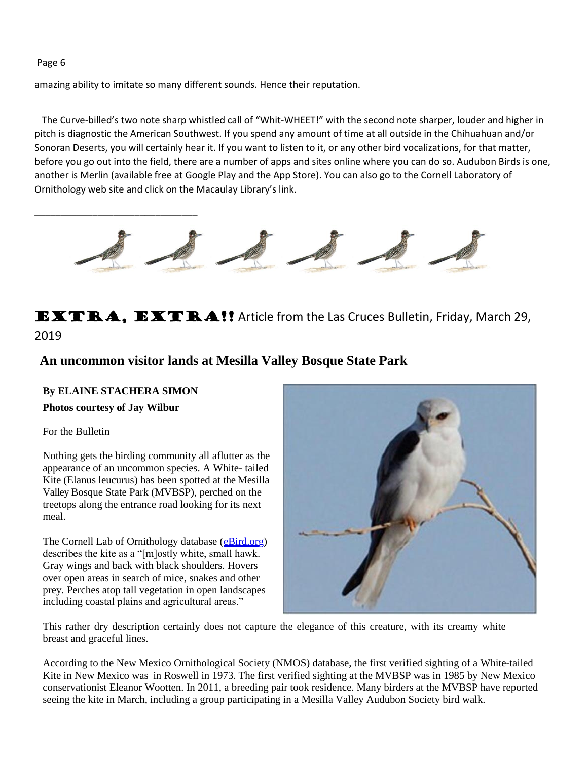amazing ability to imitate so many different sounds. Hence their reputation.

The Curve-billed's two note sharp whistled call of "Whit-WHEET!" with the second note sharper, louder and higher in pitch is diagnostic the American Southwest. If you spend any amount of time at all outside in the Chihuahuan and/or Sonoran Deserts, you will certainly hear it. If you want to listen to it, or any other bird vocalizations, for that matter, before you go out into the field, there are a number of apps and sites online where you can do so. Audubon Birds is one, another is Merlin (available free at Google Play and the App Store). You can also go to the Cornell Laboratory of Ornithology web site and click on the Macaulay Library's link.

---

**EXTRA, EXTRA!!** Article from the Las Cruces Bulletin, Friday, March 29, 2019

## An uncommon visitor lands at Mesilla Valley Bosque State Park

**By ELAINE STACHERA SIMON**

**Photos courtesy of Jay Wilbur**

For the Bulletin

Nothing gets the birding community all aflutter as the appearance of an uncommon species. A White- tailed Kite (Elanus leucurus) has been spotted at the Mesilla Valley Bosque State Park (MVBSP), perched on the treetops along the entrance road looking for its next meal.

The Cornell Lab of Ornithology database (eBird.org) describes the kite as a "[m]ostly white, small hawk. Gray wings and back with black shoulders. Hovers over open areas in search of mice, snakes and other prey. Perches atop tall vegetation in open landscapes including coastal plains and agricultural areas."

This rather dry description certainly does not capture the elegance of this creature, with its creamy white breast and graceful lines.

According to the New Mexico Ornithological Society (NMOS) database, the first verified sighting of a White-tailed Kite in New Mexico was in Roswell in 1973. The first verified sighting at the MVBSP was in 1985 by New Mexico conservationist Eleanor Wootten. In 2011, a breeding pair took residence. Many birders at the MVBSP have reported seeing the kite in March, including a group participating in a Mesilla Valley Audubon Society bird walk.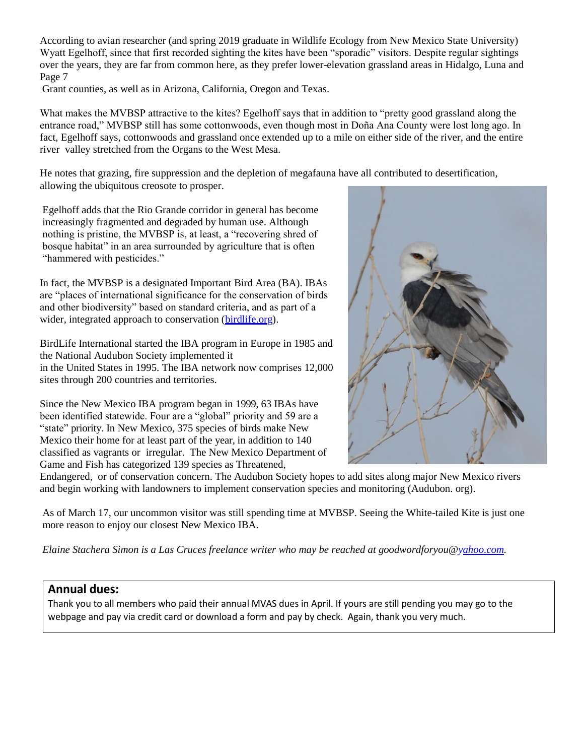According to avian researcher (and spring 2019 graduate in Wildlife Ecology from New Mexico State University) Wyatt Egelhoff, since that first recorded sighting the kites have been "sporadic" visitors. Despite regular sightings over the years, they are far from common here, as they prefer lower-elevation grassland areas in Hidalgo, Luna and Grant counties, as well as in Arizona, California, Oregon and Texas.

What makes the MVBSP attractive to the kites? Egelhoff says that in addition to "pretty good grassland along the entrance road," MVBSP still has some cottonwoods, even though most in Doña Ana County were lost long ago. In fact, Egelhoff says, cottonwoods and grassland once extended up to a mile on either side of the river, and the entire river valley stretched from the Organs to the West Mesa.

He notes that grazing, fire suppression and the depletion of megafauna have all contributed to desertification, allowing the ubiquitous creosote to prosper.

Egelhoff adds that the Rio Grande corridor in general has become increasingly fragmented and degraded by human use. Although nothing is pristine, the MVBSP is, at least, a "recovering shred of bosque habitat" in an area surrounded by agriculture that is often "hammered with pesticides."

In fact, the MVBSP is a designated Important Bird Area (BA). IBAs are "places of international significance for the conservation of birds and other biodiversity" based on standard criteria, and as part of a wider, integrated approach to conservation ([birdlife.org](birdlife.org)).

BirdLife International started the IBA program in Europe in 1985 and the National Audubon Society implemented it in the United States in 1995. The IBA network now comprises 12,000 sites through 200 countries and territories.

Since the New Mexico IBA program began in 1999, 63 IBAs have been identified statewide. Four are a "global" priority and 59 are a "state" priority. In New Mexico, 375 species of birds make New Mexico their home for at least part of the year, in addition to 140 classified as vagrants or irregular. The New Mexico Department of Game and Fish has categorized 139 species as Threatened, Endangered, or of conservation concern. The Audubon Society hopes to add sites along major New Mexico rivers and begin working with landowners to implement conservation species and monitoring (Audubon. org).

As of March 17, our uncommon visitor was still spending time at MVBSP. Seeing the White-tailed Kite is just one more reason to enjoy our closest New Mexico IBA.

*Elaine Stachera Simon is a Las Cruces freelance writer who may be reached at goodwordforyou@yahoo.com.*

## Annual dues:

Thank you to all members who paid their annual MVAS dues in April. If yours are still pending you may go to the webpage and pay via credit card or download a form and pay by check. Again, thank you very much.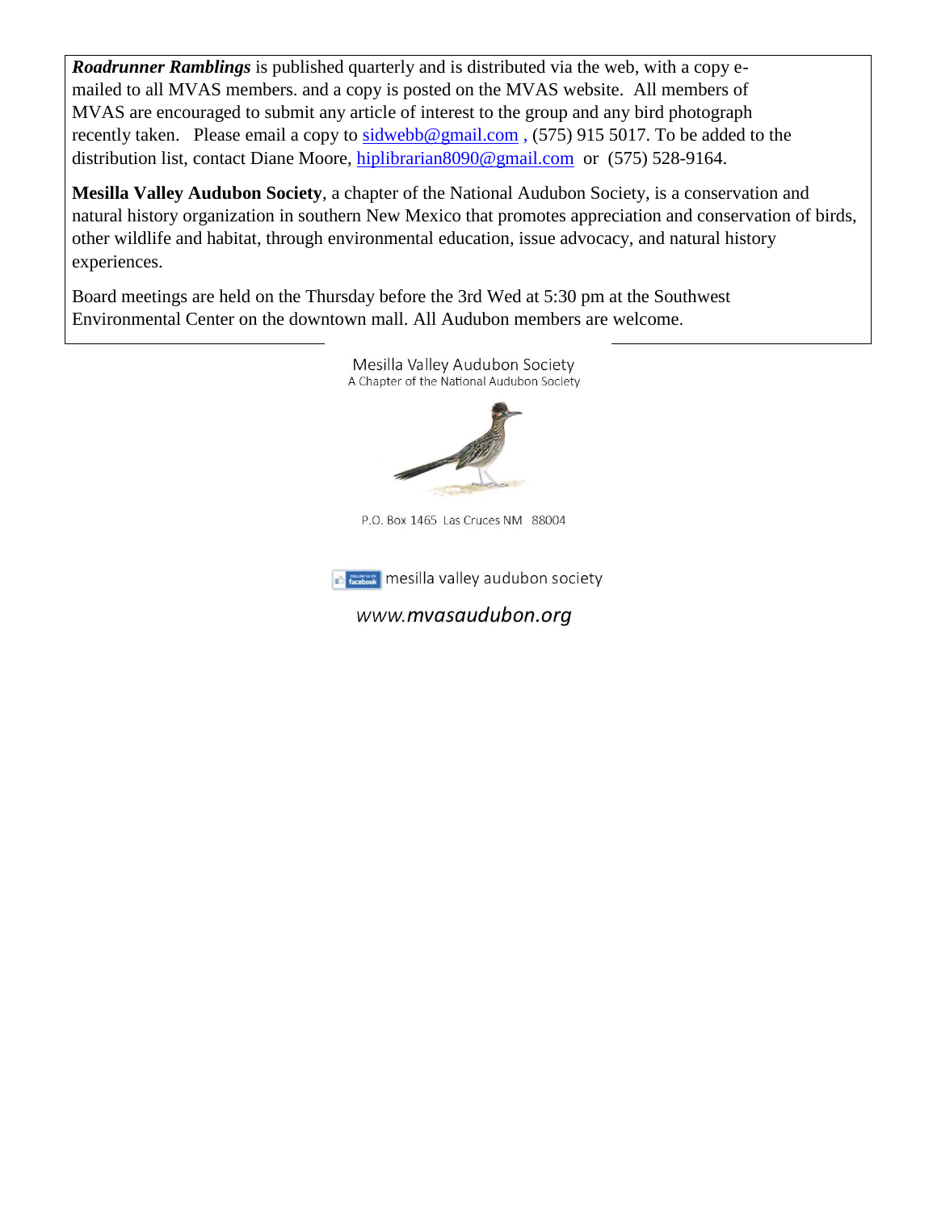***Roadrunner Ramblings*** is published quarterly and is distributed via the web, with a copy e-mailed to all MVAS members. and a copy is posted on the MVAS website. All members of MVAS are encouraged to submit any article of interest to the group and any bird photograph recently taken. Please email a copy to sidwebb@gmail.com , (575) 915 5017. To be added to the distribution list, contact Diane Moore, hiplibrarian8090@gmail.com or (575) 528-9164.

**Mesilla Valley Audubon Society**, a chapter of the National Audubon Society, is a conservation and natural history organization in southern New Mexico that promotes appreciation and conservation of birds, other wildlife and habitat, through environmental education, issue advocacy, and natural history experiences.

Board meetings are held on the Thursday before the 3rd Wed at 5:30 pm at the Southwest Environmental Center on the downtown mall. All Audubon members are welcome.

Mesilla Valley Audubon Society
A Chapter of the National Audubon Society

P.O. Box 1465 Las Cruces NM 88004

mesilla valley audubon society

*www.**mvasaudubon.org***